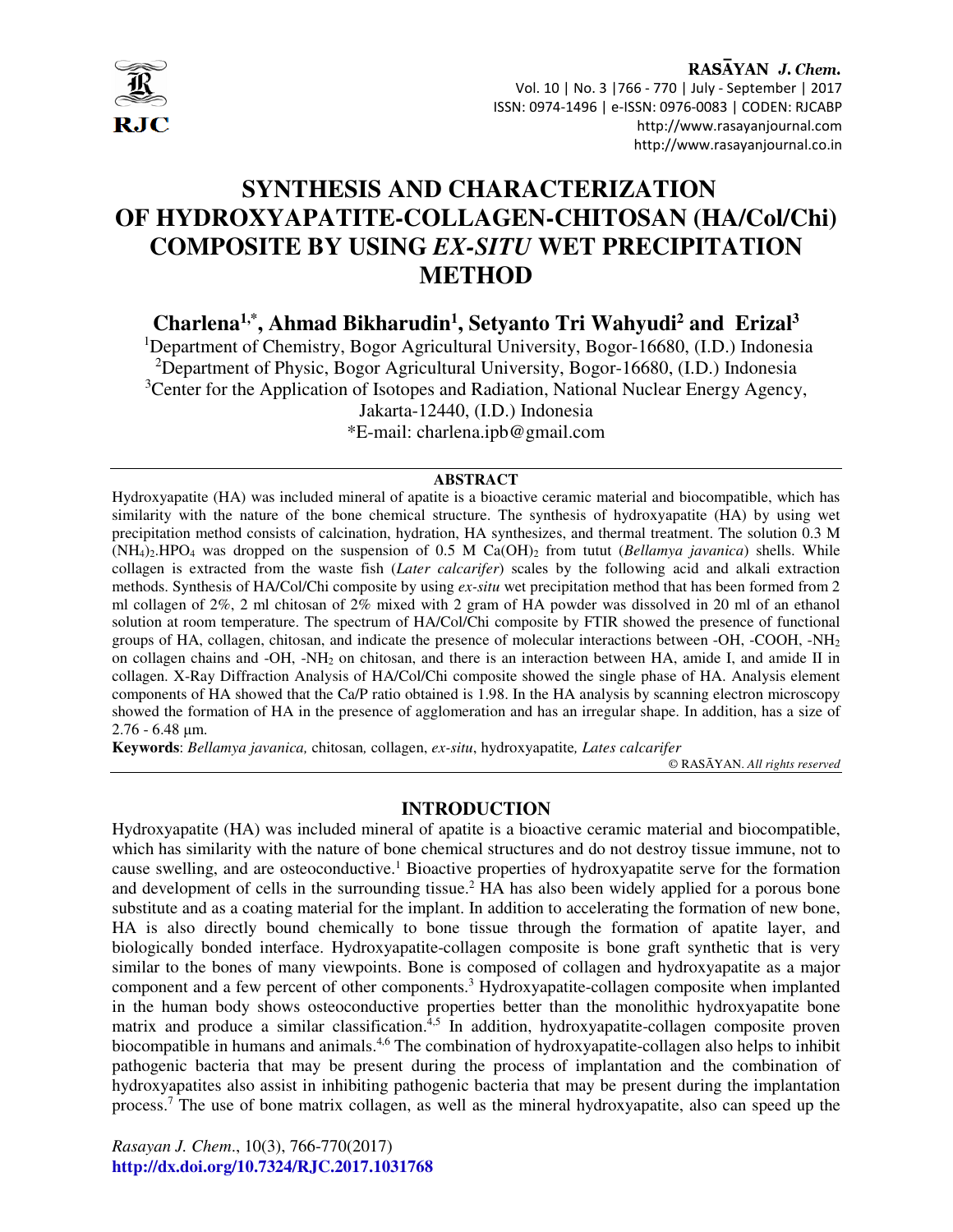# SYNTHESIS AND CHARACTERIZATION OF HYDROXYAPATITE-COLLAGEN-CHITOSAN (HA/Col/Chi) COMPOSITE BY USING *EX-SITU* WET PRECIPITATION METHOD

**Charlena[1,*], Ahmad Bikharudin[1], Setyanto Tri Wahyudi[2] and Erizal[3]**

[1]Department of Chemistry, Bogor Agricultural University, Bogor-16680, (I.D.) Indonesia
[2]Department of Physic, Bogor Agricultural University, Bogor-16680, (I.D.) Indonesia
[3]Center for the Application of Isotopes and Radiation, National Nuclear Energy Agency, Jakarta-12440, (I.D.) Indonesia
*E-mail: charlena.ipb@gmail.com

## ABSTRACT

Hydroxyapatite (HA) was included mineral of apatite is a bioactive ceramic material and biocompatible, which has similarity with the nature of the bone chemical structure. The synthesis of hydroxyapatite (HA) by using wet precipitation method consists of calcination, hydration, HA synthesizes, and thermal treatment. The solution 0.3 M $(NH_4)_2.HPO_4$ was dropped on the suspension of 0.5 M $Ca(OH)_2$ from tutut (*Bellamya javanica*) shells. While collagen is extracted from the waste fish (*Later calcarifer*) scales by the following acid and alkali extraction methods. Synthesis of HA/Col/Chi composite by using *ex-situ* wet precipitation method that has been formed from 2 ml collagen of 2%, 2 ml chitosan of 2% mixed with 2 gram of HA powder was dissolved in 20 ml of an ethanol solution at room temperature. The spectrum of HA/Col/Chi composite by FTIR showed the presence of functional groups of HA, collagen, chitosan, and indicate the presence of molecular interactions between -OH, -COOH, $-NH_2$ on collagen chains and -OH, $-NH_2$ on chitosan, and there is an interaction between HA, amide I, and amide II in collagen. X-Ray Diffraction Analysis of HA/Col/Chi composite showed the single phase of HA. Analysis element components of HA showed that the Ca/P ratio obtained is 1.98. In the HA analysis by scanning electron microscopy showed the formation of HA in the presence of agglomeration and has an irregular shape. In addition, has a size of 2.76 - 6.48 μm.

**Keywords**: *Bellamya javanica,* chitosan*,* collagen, *ex-situ*, hydroxyapatite*, Lates calcarifer*

© RASĀYAN. *All rights reserved*

## INTRODUCTION

Hydroxyapatite (HA) was included mineral of apatite is a bioactive ceramic material and biocompatible, which has similarity with the nature of bone chemical structures and do not destroy tissue immune, not to cause swelling, and are osteoconductive.[1] Bioactive properties of hydroxyapatite serve for the formation and development of cells in the surrounding tissue.[2] HA has also been widely applied for a porous bone substitute and as a coating material for the implant. In addition to accelerating the formation of new bone, HA is also directly bound chemically to bone tissue through the formation of apatite layer, and biologically bonded interface. Hydroxyapatite-collagen composite is bone graft synthetic that is very similar to the bones of many viewpoints. Bone is composed of collagen and hydroxyapatite as a major component and a few percent of other components.[3] Hydroxyapatite-collagen composite when implanted in the human body shows osteoconductive properties better than the monolithic hydroxyapatite bone matrix and produce a similar classification.[4,5] In addition, hydroxyapatite-collagen composite proven biocompatible in humans and animals.[4,6] The combination of hydroxyapatite-collagen also helps to inhibit pathogenic bacteria that may be present during the process of implantation and the combination of hydroxyapatites also assist in inhibiting pathogenic bacteria that may be present during the implantation process.[7] The use of bone matrix collagen, as well as the mineral hydroxyapatite, also can speed up the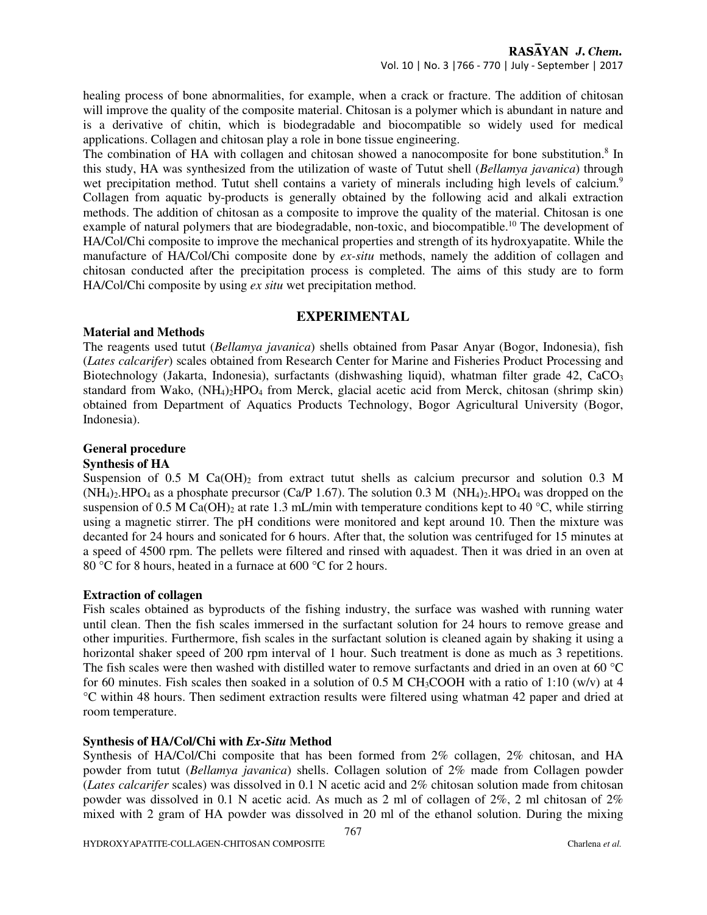healing process of bone abnormalities, for example, when a crack or fracture. The addition of chitosan will improve the quality of the composite material. Chitosan is a polymer which is abundant in nature and is a derivative of chitin, which is biodegradable and biocompatible so widely used for medical applications. Collagen and chitosan play a role in bone tissue engineering.

The combination of HA with collagen and chitosan showed a nanocomposite for bone substitution.[8] In this study, HA was synthesized from the utilization of waste of Tutut shell (*Bellamya javanica*) through wet precipitation method. Tutut shell contains a variety of minerals including high levels of calcium.[9] Collagen from aquatic by-products is generally obtained by the following acid and alkali extraction methods. The addition of chitosan as a composite to improve the quality of the material. Chitosan is one example of natural polymers that are biodegradable, non-toxic, and biocompatible.[10] The development of HA/Col/Chi composite to improve the mechanical properties and strength of its hydroxyapatite. While the manufacture of HA/Col/Chi composite done by *ex-situ* methods, namely the addition of collagen and chitosan conducted after the precipitation process is completed. The aims of this study are to form HA/Col/Chi composite by using *ex situ* wet precipitation method.

## EXPERIMENTAL

### Material and Methods

The reagents used tutut (*Bellamya javanica*) shells obtained from Pasar Anyar (Bogor, Indonesia), fish (*Lates calcarifer*) scales obtained from Research Center for Marine and Fisheries Product Processing and Biotechnology (Jakarta, Indonesia), surfactants (dishwashing liquid), whatman filter grade 42, $CaCO_3$ standard from Wako, $(NH_4)_2HPO_4$ from Merck, glacial acetic acid from Merck, chitosan (shrimp skin) obtained from Department of Aquatics Products Technology, Bogor Agricultural University (Bogor, Indonesia).

### General procedure

#### Synthesis of HA

Suspension of 0.5 M $Ca(OH)_2$ from extract tutut shells as calcium precursor and solution 0.3 M $(NH_4)_2.HPO_4$ as a phosphate precursor (Ca/P 1.67). The solution 0.3 M $(NH_4)_2.HPO_4$ was dropped on the suspension of 0.5 M $Ca(OH)_2$ at rate 1.3 mL/min with temperature conditions kept to 40 °C, while stirring using a magnetic stirrer. The pH conditions were monitored and kept around 10. Then the mixture was decanted for 24 hours and sonicated for 6 hours. After that, the solution was centrifuged for 15 minutes at a speed of 4500 rpm. The pellets were filtered and rinsed with aquadest. Then it was dried in an oven at 80 °C for 8 hours, heated in a furnace at 600 °C for 2 hours.

#### Extraction of collagen

Fish scales obtained as byproducts of the fishing industry, the surface was washed with running water until clean. Then the fish scales immersed in the surfactant solution for 24 hours to remove grease and other impurities. Furthermore, fish scales in the surfactant solution is cleaned again by shaking it using a horizontal shaker speed of 200 rpm interval of 1 hour. Such treatment is done as much as 3 repetitions. The fish scales were then washed with distilled water to remove surfactants and dried in an oven at 60 °C for 60 minutes. Fish scales then soaked in a solution of 0.5 M $CH_3COOH$ with a ratio of 1:10 (w/v) at 4 °C within 48 hours. Then sediment extraction results were filtered using whatman 42 paper and dried at room temperature.

#### Synthesis of HA/Col/Chi with *Ex-Situ* Method

Synthesis of HA/Col/Chi composite that has been formed from 2% collagen, 2% chitosan, and HA powder from tutut (*Bellamya javanica*) shells. Collagen solution of 2% made from Collagen powder (*Lates calcarifer* scales) was dissolved in 0.1 N acetic acid and 2% chitosan solution made from chitosan powder was dissolved in 0.1 N acetic acid. As much as 2 ml of collagen of 2%, 2 ml chitosan of 2% mixed with 2 gram of HA powder was dissolved in 20 ml of the ethanol solution. During the mixing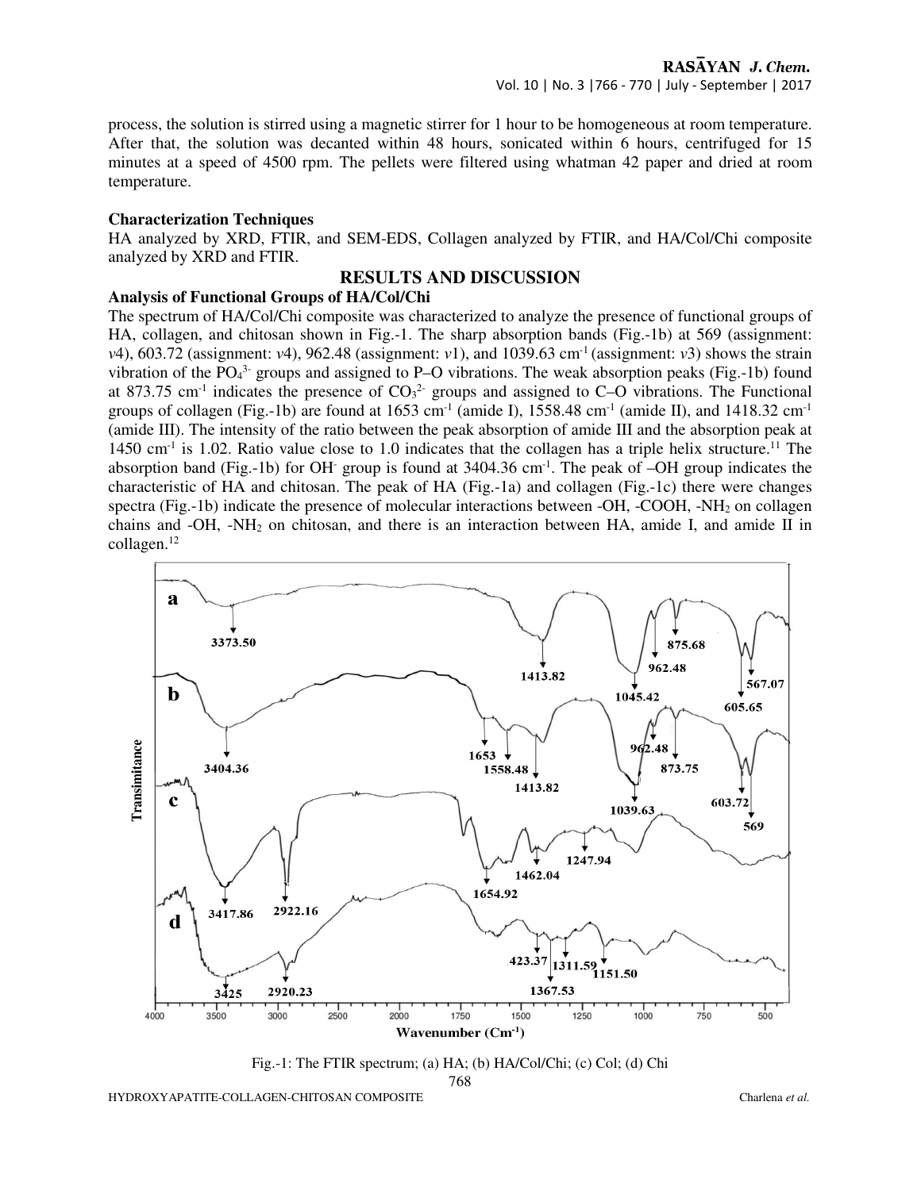process, the solution is stirred using a magnetic stirrer for 1 hour to be homogeneous at room temperature. After that, the solution was decanted within 48 hours, sonicated within 6 hours, centrifuged for 15 minutes at a speed of 4500 rpm. The pellets were filtered using whatman 42 paper and dried at room temperature.

**Characterization Techniques**

HA analyzed by XRD, FTIR, and SEM-EDS, Collagen analyzed by FTIR, and HA/Col/Chi composite analyzed by XRD and FTIR.

## RESULTS AND DISCUSSION

**Analysis of Functional Groups of HA/Col/Chi**

The spectrum of HA/Col/Chi composite was characterized to analyze the presence of functional groups of HA, collagen, and chitosan shown in Fig.-1. The sharp absorption bands (Fig.-1b) at 569 (assignment: *v*4), 603.72 (assignment: *v*4), 962.48 (assignment: *v*1), and 1039.63 $cm^{-1}$ (assignment: *v*3) shows the strain vibration of the $PO_4^{3-}$ groups and assigned to P–O vibrations. The weak absorption peaks (Fig.-1b) found at 873.75 $cm^{-1}$ indicates the presence of $CO_3^{2-}$ groups and assigned to C–O vibrations. The Functional groups of collagen (Fig.-1b) are found at 1653 $cm^{-1}$ (amide I), 1558.48 $cm^{-1}$ (amide II), and 1418.32 $cm^{-1}$ (amide III). The intensity of the ratio between the peak absorption of amide III and the absorption peak at 1450 $cm^{-1}$ is 1.02. Ratio value close to 1.0 indicates that the collagen has a triple helix structure.[11] The absorption band (Fig.-1b) for $OH^-$ group is found at 3404.36 $cm^{-1}$. The peak of –OH group indicates the characteristic of HA and chitosan. The peak of HA (Fig.-1a) and collagen (Fig.-1c) there were changes spectra (Fig.-1b) indicate the presence of molecular interactions between -OH, -COOH, $-NH_2$ on collagen chains and -OH, $-NH_2$ on chitosan, and there is an interaction between HA, amide I, and amide II in collagen.[12]

Fig.-1: The FTIR spectrum; (a) HA; (b) HA/Col/Chi; (c) Col; (d) Chi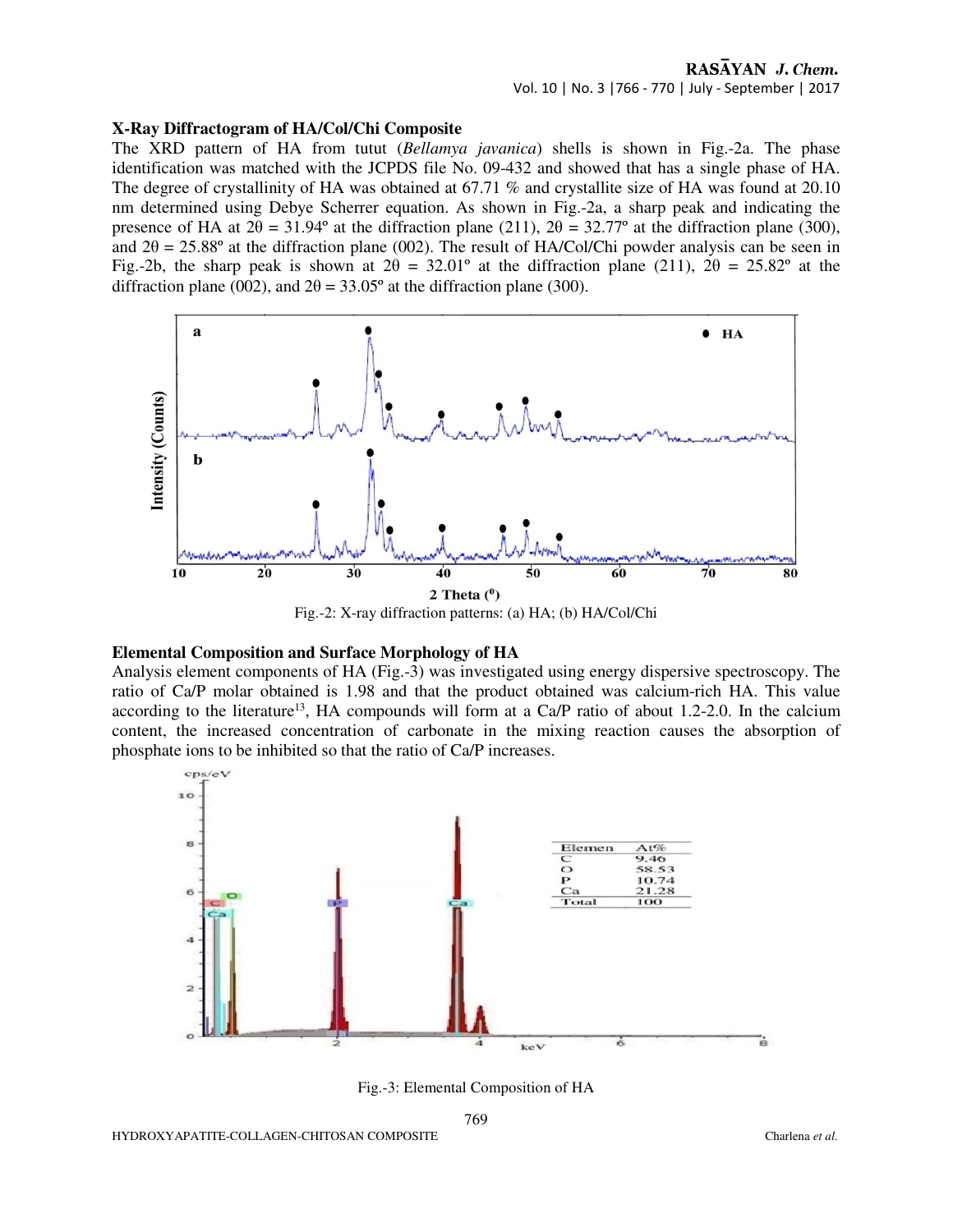### X-Ray Diffractogram of HA/Col/Chi Composite

The XRD pattern of HA from tutut (*Bellamya javanica*) shells is shown in Fig.-2a. The phase identification was matched with the JCPDS file No. 09-432 and showed that has a single phase of HA. The degree of crystallinity of HA was obtained at 67.71 % and crystallite size of HA was found at 20.10 nm determined using Debye Scherrer equation. As shown in Fig.-2a, a sharp peak and indicating the presence of HA at 2θ = 31.94º at the diffraction plane (211), 2θ = 32.77º at the diffraction plane (300), and 2θ = 25.88º at the diffraction plane (002). The result of HA/Col/Chi powder analysis can be seen in Fig.-2b, the sharp peak is shown at 2θ = 32.01º at the diffraction plane (211), 2θ = 25.82º at the diffraction plane (002), and 2θ = 33.05º at the diffraction plane (300).

Fig.-2: X-ray diffraction patterns: (a) HA; (b) HA/Col/Chi

### Elemental Composition and Surface Morphology of HA

Analysis element components of HA (Fig.-3) was investigated using energy dispersive spectroscopy. The ratio of Ca/P molar obtained is 1.98 and that the product obtained was calcium-rich HA. This value according to the literature[13], HA compounds will form at a Ca/P ratio of about 1.2-2.0. In the calcium content, the increased concentration of carbonate in the mixing reaction causes the absorption of phosphate ions to be inhibited so that the ratio of Ca/P increases.

| Elemen | At% |
|---|---|
| C | 9.46 |
| O | 58.53 |
| P | 10.74 |
| Ca | 21.28 |
| Total | 100 |

Fig.-3: Elemental Composition of HA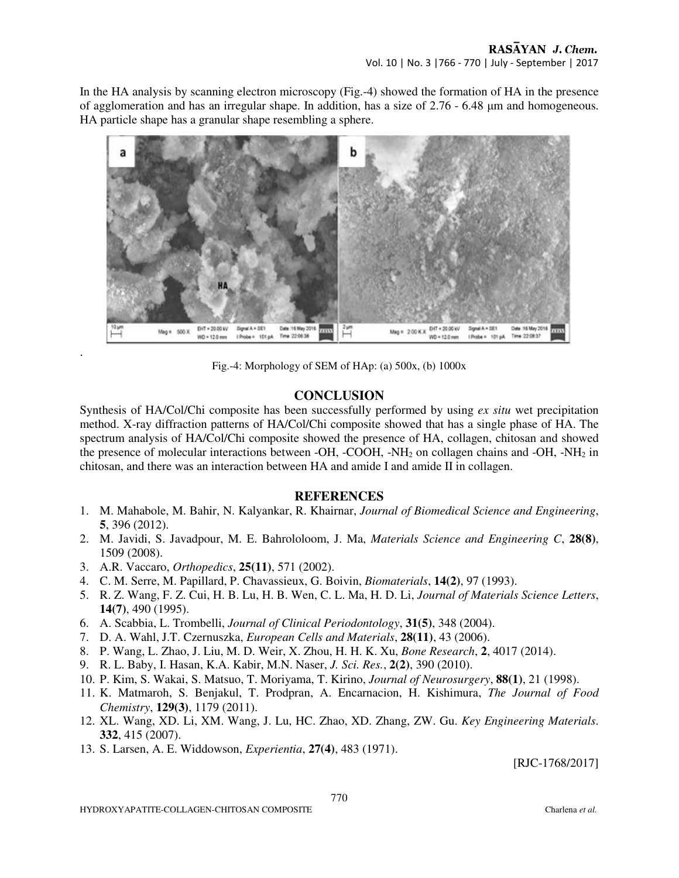In the HA analysis by scanning electron microscopy (Fig.-4) showed the formation of HA in the presence of agglomeration and has an irregular shape. In addition, has a size of 2.76 - 6.48 μm and homogeneous. HA particle shape has a granular shape resembling a sphere.

Fig.-4: Morphology of SEM of HAp: (a) 500x, (b) 1000x

## CONCLUSION

Synthesis of HA/Col/Chi composite has been successfully performed by using *ex situ* wet precipitation method. X-ray diffraction patterns of HA/Col/Chi composite showed that has a single phase of HA. The spectrum analysis of HA/Col/Chi composite showed the presence of HA, collagen, chitosan and showed the presence of molecular interactions between -OH, -COOH, $-NH_2$ on collagen chains and -OH, $-NH_2$ in chitosan, and there was an interaction between HA and amide I and amide II in collagen.

## REFERENCES

1. M. Mahabole, M. Bahir, N. Kalyankar, R. Khairnar, *Journal of Biomedical Science and Engineering*, **5**, 396 (2012).
2. M. Javidi, S. Javadpour, M. E. Bahrololoom, J. Ma, *Materials Science and Engineering C*, **28(8)**, 1509 (2008).
3. A.R. Vaccaro, *Orthopedics*, **25(11)**, 571 (2002).
4. C. M. Serre, M. Papillard, P. Chavassieux, G. Boivin, *Biomaterials*, **14(2)**, 97 (1993).
5. R. Z. Wang, F. Z. Cui, H. B. Lu, H. B. Wen, C. L. Ma, H. D. Li, *Journal of Materials Science Letters*, **14(7)**, 490 (1995).
6. A. Scabbia, L. Trombelli, *Journal of Clinical Periodontology*, **31(5)**, 348 (2004).
7. D. A. Wahl, J.T. Czernuszka, *European Cells and Materials*, **28(11)**, 43 (2006).
8. P. Wang, L. Zhao, J. Liu, M. D. Weir, X. Zhou, H. H. K. Xu, *Bone Research*, **2**, 4017 (2014).
9. R. L. Baby, I. Hasan, K.A. Kabir, M.N. Naser, *J. Sci. Res.*, **2(2)**, 390 (2010).
10. P. Kim, S. Wakai, S. Matsuo, T. Moriyama, T. Kirino, *Journal of Neurosurgery*, **88(1)**, 21 (1998).
11. K. Matmaroh, S. Benjakul, T. Prodpran, A. Encarnacion, H. Kishimura, *The Journal of Food Chemistry*, **129(3)**, 1179 (2011).
12. XL. Wang, XD. Li, XM. Wang, J. Lu, HC. Zhao, XD. Zhang, ZW. Gu. *Key Engineering Materials*. **332**, 415 (2007).
13. S. Larsen, A. E. Widdowson, *Experientia*, **27(4)**, 483 (1971).

[RJC-1768/2017]